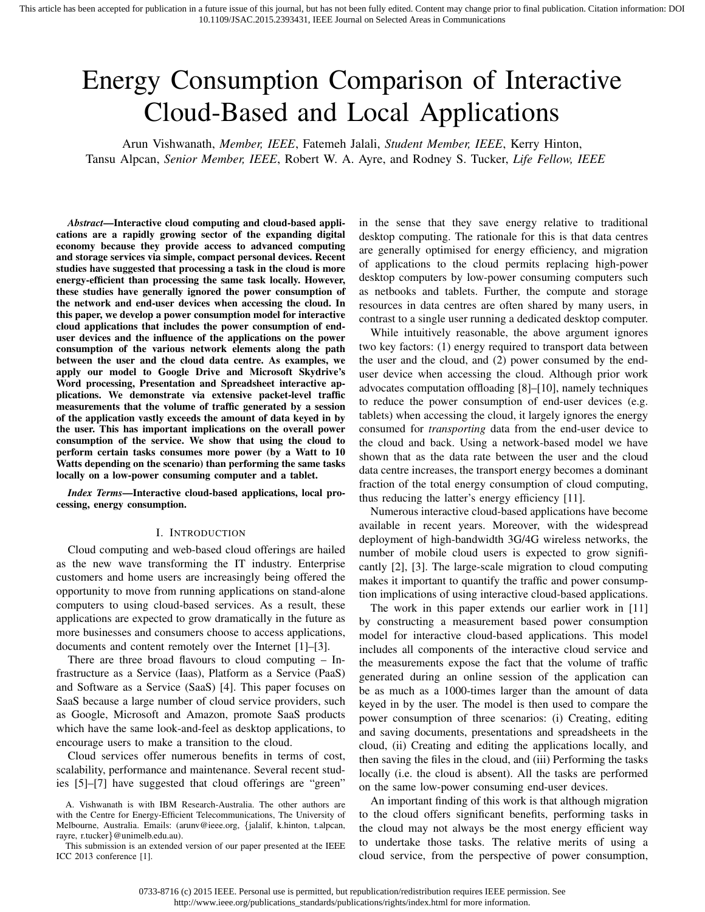# Energy Consumption Comparison of Interactive Cloud-Based and Local Applications

Arun Vishwanath, *Member, IEEE*, Fatemeh Jalali, *Student Member, IEEE*, Kerry Hinton, Tansu Alpcan, *Senior Member, IEEE*, Robert W. A. Ayre, and Rodney S. Tucker, *Life Fellow, IEEE*

***Abstract*—Interactive cloud computing and cloud-based applications are a rapidly growing sector of the expanding digital economy because they provide access to advanced computing and storage services via simple, compact personal devices. Recent studies have suggested that processing a task in the cloud is more energy-efficient than processing the same task locally. However, these studies have generally ignored the power consumption of the network and end-user devices when accessing the cloud. In this paper, we develop a power consumption model for interactive cloud applications that includes the power consumption of end-user devices and the influence of the applications on the power consumption of the various network elements along the path between the user and the cloud data centre. As examples, we apply our model to Google Drive and Microsoft Skydrive's Word processing, Presentation and Spreadsheet interactive applications. We demonstrate via extensive packet-level traffic measurements that the volume of traffic generated by a session of the application vastly exceeds the amount of data keyed in by the user. This has important implications on the overall power consumption of the service. We show that using the cloud to perform certain tasks consumes more power (by a Watt to 10 Watts depending on the scenario) than performing the same tasks locally on a low-power consuming computer and a tablet.**

***Index Terms*—Interactive cloud-based applications, local processing, energy consumption.**

## I. Introduction

Cloud computing and web-based cloud offerings are hailed as the new wave transforming the IT industry. Enterprise customers and home users are increasingly being offered the opportunity to move from running applications on stand-alone computers to using cloud-based services. As a result, these applications are expected to grow dramatically in the future as more businesses and consumers choose to access applications, documents and content remotely over the Internet [1]–[3].

There are three broad flavours to cloud computing – Infrastructure as a Service (Iaas), Platform as a Service (PaaS) and Software as a Service (SaaS) [4]. This paper focuses on SaaS because a large number of cloud service providers, such as Google, Microsoft and Amazon, promote SaaS products which have the same look-and-feel as desktop applications, to encourage users to make a transition to the cloud.

Cloud services offer numerous benefits in terms of cost, scalability, performance and maintenance. Several recent studies [5]–[7] have suggested that cloud offerings are "green" in the sense that they save energy relative to traditional desktop computing. The rationale for this is that data centres are generally optimised for energy efficiency, and migration of applications to the cloud permits replacing high-power desktop computers by low-power consuming computers such as netbooks and tablets. Further, the compute and storage resources in data centres are often shared by many users, in contrast to a single user running a dedicated desktop computer.

While intuitively reasonable, the above argument ignores two key factors: (1) energy required to transport data between the user and the cloud, and (2) power consumed by the end-user device when accessing the cloud. Although prior work advocates computation offloading [8]–[10], namely techniques to reduce the power consumption of end-user devices (e.g. tablets) when accessing the cloud, it largely ignores the energy consumed for *transporting* data from the end-user device to the cloud and back. Using a network-based model we have shown that as the data rate between the user and the cloud data centre increases, the transport energy becomes a dominant fraction of the total energy consumption of cloud computing, thus reducing the latter's energy efficiency [11].

Numerous interactive cloud-based applications have become available in recent years. Moreover, with the widespread deployment of high-bandwidth 3G/4G wireless networks, the number of mobile cloud users is expected to grow significantly [2], [3]. The large-scale migration to cloud computing makes it important to quantify the traffic and power consumption implications of using interactive cloud-based applications.

The work in this paper extends our earlier work in [11] by constructing a measurement based power consumption model for interactive cloud-based applications. This model includes all components of the interactive cloud service and the measurements expose the fact that the volume of traffic generated during an online session of the application can be as much as a 1000-times larger than the amount of data keyed in by the user. The model is then used to compare the power consumption of three scenarios: (i) Creating, editing and saving documents, presentations and spreadsheets in the cloud, (ii) Creating and editing the applications locally, and then saving the files in the cloud, and (iii) Performing the tasks locally (i.e. the cloud is absent). All the tasks are performed on the same low-power consuming end-user devices.

An important finding of this work is that although migration to the cloud offers significant benefits, performing tasks in the cloud may not always be the most energy efficient way to undertake those tasks. The relative merits of using a cloud service, from the perspective of power consumption,

A. Vishwanath is with IBM Research-Australia. The other authors are with the Centre for Energy-Efficient Telecommunications, The University of Melbourne, Australia. Emails: (arunv@ieee.org, {jalalif, k.hinton, t.alpcan, rayre, r.tucker}@unimelb.edu.au).

This submission is an extended version of our paper presented at the IEEE ICC 2013 conference [1].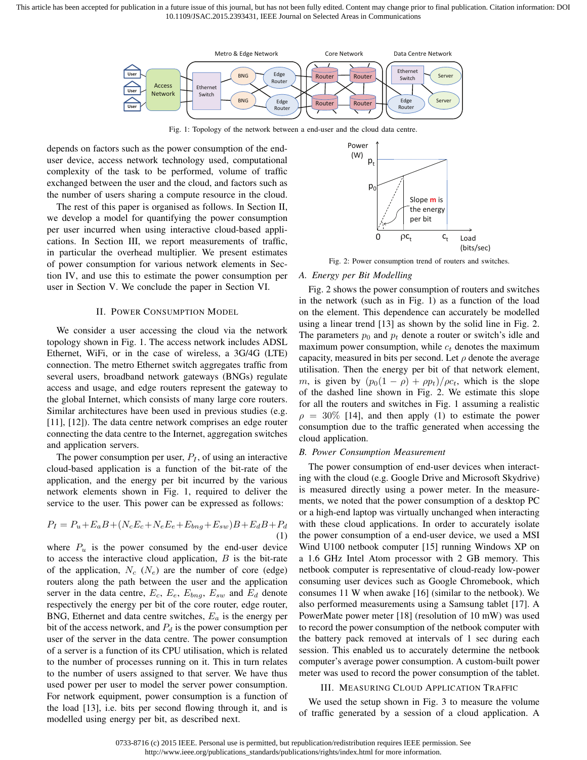Fig. 1: Topology of the network between a end-user and the cloud data centre.

depends on factors such as the power consumption of the end-user device, access network technology used, computational complexity of the task to be performed, volume of traffic exchanged between the user and the cloud, and factors such as the number of users sharing a compute resource in the cloud.

The rest of this paper is organised as follows. In Section II, we develop a model for quantifying the power consumption per user incurred when using interactive cloud-based applications. In Section III, we report measurements of traffic, in particular the overhead multiplier. We present estimates of power consumption for various network elements in Section IV, and use this to estimate the power consumption per user in Section V. We conclude the paper in Section VI.

## II. Power Consumption Model

We consider a user accessing the cloud via the network topology shown in Fig. 1. The access network includes ADSL Ethernet, WiFi, or in the case of wireless, a 3G/4G (LTE) connection. The metro Ethernet switch aggregates traffic from several users, broadband network gateways (BNGs) regulate access and usage, and edge routers represent the gateway to the global Internet, which consists of many large core routers. Similar architectures have been used in previous studies (e.g. [11], [12]). The data centre network comprises an edge router connecting the data centre to the Internet, aggregation switches and application servers.

The power consumption per user, $P_I$, of using an interactive cloud-based application is a function of the bit-rate of the application, and the energy per bit incurred by the various network elements shown in Fig. 1, required to deliver the service to the user. This power can be expressed as follows:

$$P_I = P_u + E_a B + (N_c E_c + N_e E_e + E_{bng} + E_{sw})B + E_d B + P_d \quad (1)$$

where $P_u$ is the power consumed by the end-user device to access the interactive cloud application, $B$ is the bit-rate of the application, $N_c$ ($N_e$) are the number of core (edge) routers along the path between the user and the application server in the data centre, $E_c$, $E_e$, $E_{bng}$, $E_{sw}$ and $E_d$ denote respectively the energy per bit of the core router, edge router, BNG, Ethernet and data centre switches, $E_a$ is the energy per bit of the access network, and $P_d$ is the power consumption per user of the server in the data centre. The power consumption of a server is a function of its CPU utilisation, which is related to the number of processes running on it. This in turn relates to the number of users assigned to that server. We have thus used power per user to model the server power consumption. For network equipment, power consumption is a function of the load [13], i.e. bits per second flowing through it, and is modelled using energy per bit, as described next.

Fig. 2: Power consumption trend of routers and switches.

### A. Energy per Bit Modelling

Fig. 2 shows the power consumption of routers and switches in the network (such as in Fig. 1) as a function of the load on the element. This dependence can accurately be modelled using a linear trend [13] as shown by the solid line in Fig. 2. The parameters $p_0$ and $p_t$ denote a router or switch's idle and maximum power consumption, while $c_t$ denotes the maximum capacity, measured in bits per second. Let $\rho$ denote the average utilisation. Then the energy per bit of that network element, $m$, is given by $(p_0(1-\rho) + \rho p_t)/\rho c_t$, which is the slope of the dashed line shown in Fig. 2. We estimate this slope for all the routers and switches in Fig. 1 assuming a realistic $\rho = 30\%$ [14], and then apply (1) to estimate the power consumption due to the traffic generated when accessing the cloud application.

### B. Power Consumption Measurement

The power consumption of end-user devices when interacting with the cloud (e.g. Google Drive and Microsoft Skydrive) is measured directly using a power meter. In the measurements, we noted that the power consumption of a desktop PC or a high-end laptop was virtually unchanged when interacting with these cloud applications. In order to accurately isolate the power consumption of a end-user device, we used a MSI Wind U100 netbook computer [15] running Windows XP on a 1.6 GHz Intel Atom processor with 2 GB memory. This netbook computer is representative of cloud-ready low-power consuming user devices such as Google Chromebook, which consumes 11 W when awake [16] (similar to the netbook). We also performed measurements using a Samsung tablet [17]. A PowerMate power meter [18] (resolution of 10 mW) was used to record the power consumption of the netbook computer with the battery pack removed at intervals of 1 sec during each session. This enabled us to accurately determine the netbook computer's average power consumption. A custom-built power meter was used to record the power consumption of the tablet.

## III. Measuring Cloud Application Traffic

We used the setup shown in Fig. 3 to measure the volume of traffic generated by a session of a cloud application. A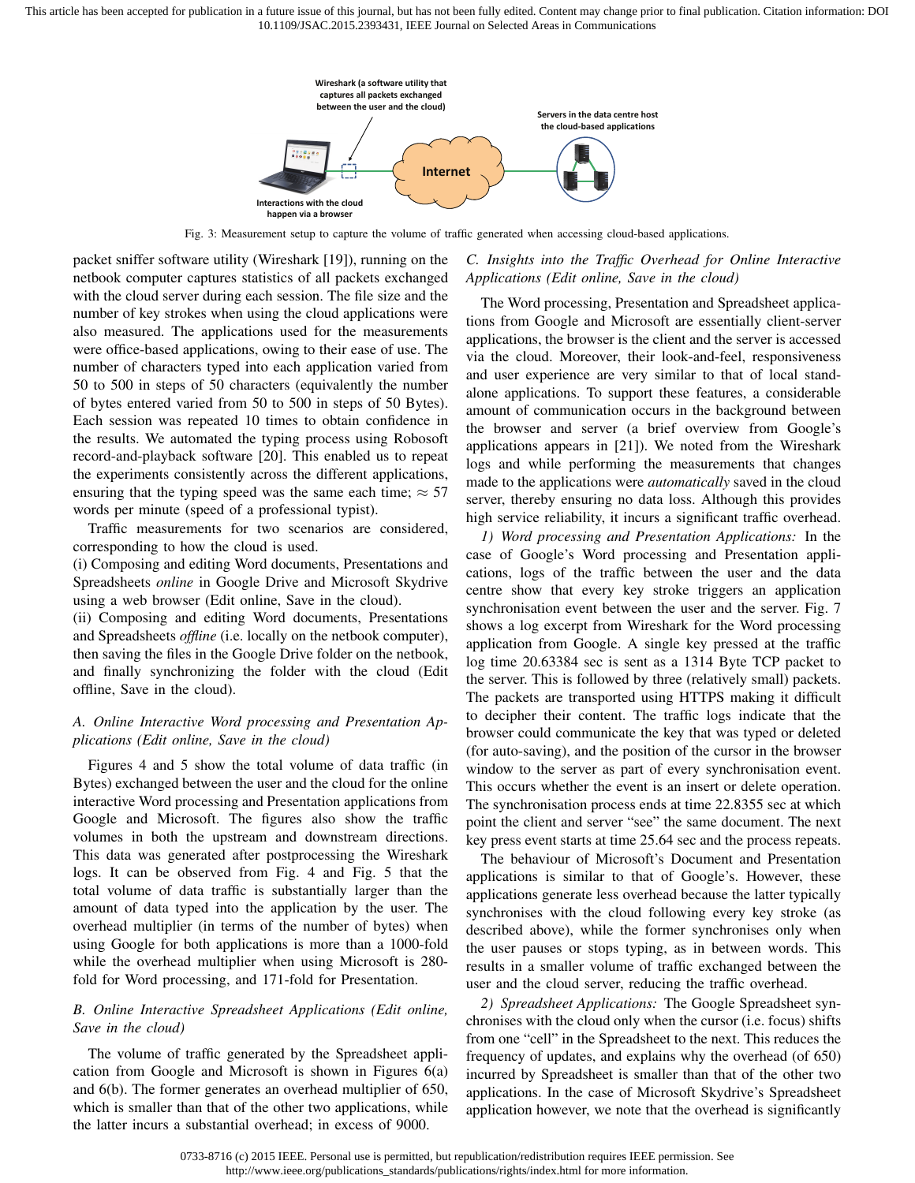Fig. 3: Measurement setup to capture the volume of traffic generated when accessing cloud-based applications.

packet sniffer software utility (Wireshark [19]), running on the netbook computer captures statistics of all packets exchanged with the cloud server during each session. The file size and the number of key strokes when using the cloud applications were also measured. The applications used for the measurements were office-based applications, owing to their ease of use. The number of characters typed into each application varied from 50 to 500 in steps of 50 characters (equivalently the number of bytes entered varied from 50 to 500 in steps of 50 Bytes). Each session was repeated 10 times to obtain confidence in the results. We automated the typing process using Robosoft record-and-playback software [20]. This enabled us to repeat the experiments consistently across the different applications, ensuring that the typing speed was the same each time; $\approx 57$ words per minute (speed of a professional typist).

Traffic measurements for two scenarios are considered, corresponding to how the cloud is used.
(i) Composing and editing Word documents, Presentations and Spreadsheets *online* in Google Drive and Microsoft Skydrive using a web browser (Edit online, Save in the cloud).
(ii) Composing and editing Word documents, Presentations and Spreadsheets *offline* (i.e. locally on the netbook computer), then saving the files in the Google Drive folder on the netbook, and finally synchronizing the folder with the cloud (Edit offline, Save in the cloud).

### A. Online Interactive Word processing and Presentation Applications (Edit online, Save in the cloud)

Figures 4 and 5 show the total volume of data traffic (in Bytes) exchanged between the user and the cloud for the online interactive Word processing and Presentation applications from Google and Microsoft. The figures also show the traffic volumes in both the upstream and downstream directions. This data was generated after postprocessing the Wireshark logs. It can be observed from Fig. 4 and Fig. 5 that the total volume of data traffic is substantially larger than the amount of data typed into the application by the user. The overhead multiplier (in terms of the number of bytes) when using Google for both applications is more than a 1000-fold while the overhead multiplier when using Microsoft is 280-fold for Word processing, and 171-fold for Presentation.

### B. Online Interactive Spreadsheet Applications (Edit online, Save in the cloud)

The volume of traffic generated by the Spreadsheet application from Google and Microsoft is shown in Figures 6(a) and 6(b). The former generates an overhead multiplier of 650, which is smaller than that of the other two applications, while the latter incurs a substantial overhead; in excess of 9000.

### C. Insights into the Traffic Overhead for Online Interactive Applications (Edit online, Save in the cloud)

The Word processing, Presentation and Spreadsheet applications from Google and Microsoft are essentially client-server applications, the browser is the client and the server is accessed via the cloud. Moreover, their look-and-feel, responsiveness and user experience are very similar to that of local standalone applications. To support these features, a considerable amount of communication occurs in the background between the browser and server (a brief overview from Google's applications appears in [21]). We noted from the Wireshark logs and while performing the measurements that changes made to the applications were *automatically* saved in the cloud server, thereby ensuring no data loss. Although this provides high service reliability, it incurs a significant traffic overhead.

*1) Word processing and Presentation Applications:* In the case of Google's Word processing and Presentation applications, logs of the traffic between the user and the data centre show that every key stroke triggers an application synchronisation event between the user and the server. Fig. 7 shows a log excerpt from Wireshark for the Word processing application from Google. A single key pressed at the traffic log time 20.63384 sec is sent as a 1314 Byte TCP packet to the server. This is followed by three (relatively small) packets. The packets are transported using HTTPS making it difficult to decipher their content. The traffic logs indicate that the browser could communicate the key that was typed or deleted (for auto-saving), and the position of the cursor in the browser window to the server as part of every synchronisation event. This occurs whether the event is an insert or delete operation. The synchronisation process ends at time 22.8355 sec at which point the client and server "see" the same document. The next key press event starts at time 25.64 sec and the process repeats.

The behaviour of Microsoft's Document and Presentation applications is similar to that of Google's. However, these applications generate less overhead because the latter typically synchronises with the cloud following every key stroke (as described above), while the former synchronises only when the user pauses or stops typing, as in between words. This results in a smaller volume of traffic exchanged between the user and the cloud server, reducing the traffic overhead.

*2) Spreadsheet Applications:* The Google Spreadsheet synchronises with the cloud only when the cursor (i.e. focus) shifts from one "cell" in the Spreadsheet to the next. This reduces the frequency of updates, and explains why the overhead (of 650) incurred by Spreadsheet is smaller than that of the other two applications. In the case of Microsoft Skydrive's Spreadsheet application however, we note that the overhead is significantly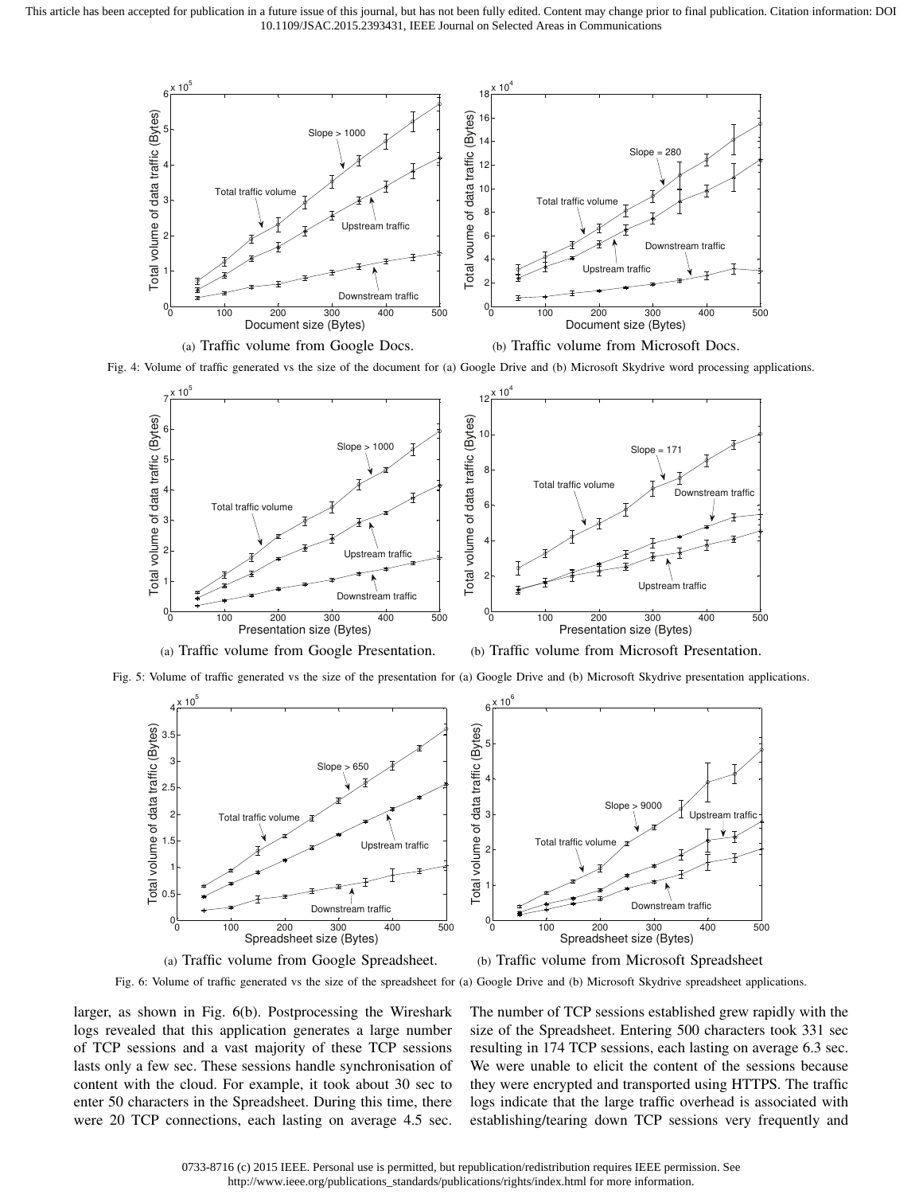(a) Traffic volume from Google Docs.

(b) Traffic volume from Microsoft Docs.

Fig. 4: Volume of traffic generated vs the size of the document for (a) Google Drive and (b) Microsoft Skydrive word processing applications.

(a) Traffic volume from Google Presentation.

(b) Traffic volume from Microsoft Presentation.

Fig. 5: Volume of traffic generated vs the size of the presentation for (a) Google Drive and (b) Microsoft Skydrive presentation applications.

(a) Traffic volume from Google Spreadsheet.

(b) Traffic volume from Microsoft Spreadsheet

Fig. 6: Volume of traffic generated vs the size of the spreadsheet for (a) Google Drive and (b) Microsoft Skydrive spreadsheet applications.

larger, as shown in Fig. 6(b). Postprocessing the Wireshark logs revealed that this application generates a large number of TCP sessions and a vast majority of these TCP sessions lasts only a few sec. These sessions handle synchronisation of content with the cloud. For example, it took about 30 sec to enter 50 characters in the Spreadsheet. During this time, there were 20 TCP connections, each lasting on average 4.5 sec. The number of TCP sessions established grew rapidly with the size of the Spreadsheet. Entering 500 characters took 331 sec resulting in 174 TCP sessions, each lasting on average 6.3 sec. We were unable to elicit the content of the sessions because they were encrypted and transported using HTTPS. The traffic logs indicate that the large traffic overhead is associated with establishing/tearing down TCP sessions very frequently and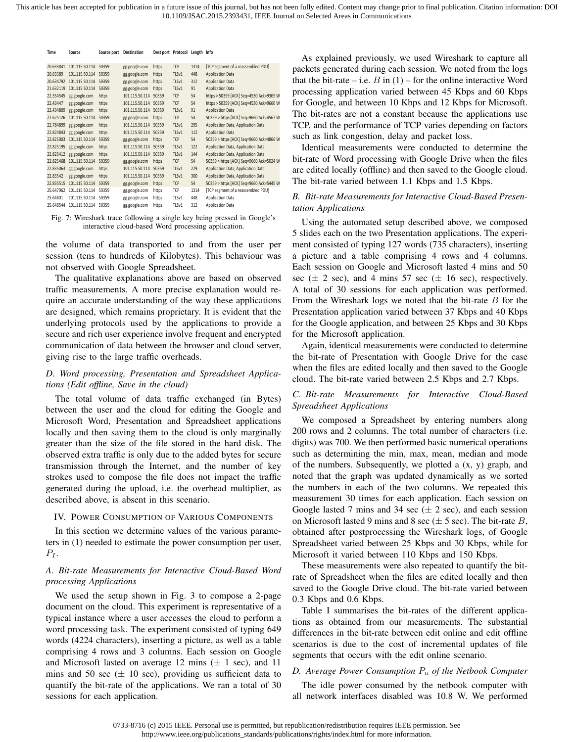| Time | Source | Source port | Destination | Dest port | Protocol | Length | Info |
|---|---|---|---|---|---|---|---|
| 20.633841 | 101.115.50.114 | 50359 | gg.google.com | https | TCP | 1314 | [TCP segment of a reassembled PDU] |
| 20.63389 | 101.115.50.114 | 50359 | gg.google.com | https | TLSv1 | 448 | Application Data |
| 20.634792 | 101.115.50.114 | 50359 | gg.google.com | https | TLSv1 | 312 | Application Data |
| 21.632119 | 101.115.50.114 | 50359 | gg.google.com | https | TLSv1 | 91 | Application Data |
| 22.354545 | gg.google.com | https | 101.115.50.114 | 50359 | TCP | 54 | https > 50359 [ACK] Seq=4530 Ack=9365 W |
| 22.43447 | gg.google.com | https | 101.115.50.114 | 50359 | TCP | 54 | https > 50359 [ACK] Seq=4530 Ack=9660 W |
| 22.434809 | gg.google.com | https | 101.115.50.114 | 50359 | TLSv1 | 91 | Application Data |
| 22.625126 | 101.115.50.114 | 50359 | gg.google.com | https | TCP | 54 | 50359 > https [ACK] Seq=9660 Ack=4567 W |
| 22.784899 | gg.google.com | https | 101.115.50.114 | 50359 | TLSv1 | 295 | Application Data, Application Data |
| 22.824843 | gg.google.com | https | 101.115.50.114 | 50359 | TLSv1 | 112 | Application Data |
| 22.825003 | 101.115.50.114 | 50359 | gg.google.com | https | TCP | 54 | 50359 > https [ACK] Seq=9660 Ack=4866 W |
| 22.825195 | gg.google.com | https | 101.115.50.114 | 50359 | TLSv1 | 122 | Application Data, Application Data |
| 22.825412 | gg.google.com | https | 101.115.50.114 | 50359 | TLSv1 | 144 | Application Data, Application Data |
| 22.825468 | 101.115.50.114 | 50359 | gg.google.com | https | TCP | 54 | 50359 > https [ACK] Seq=9660 Ack=5024 W |
| 22.835063 | gg.google.com | https | 101.115.50.114 | 50359 | TLSv1 | 229 | Application Data, Application Data |
| 22.83542 | gg.google.com | https | 101.115.50.114 | 50359 | TLSv1 | 300 | Application Data, Application Data |
| 22.835515 | 101.115.50.114 | 50359 | gg.google.com | https | TCP | 54 | 50359 > https [ACK] Seq=9660 Ack=5445 W |
| 25.647962 | 101.115.50.114 | 50359 | gg.google.com | https | TCP | 1314 | [TCP segment of a reassembled PDU] |
| 25.64801 | 101.115.50.114 | 50359 | gg.google.com | https | TLSv1 | 448 | Application Data |
| 25.648544 | 101.115.50.114 | 50359 | gg.google.com | https | TLSv1 | 312 | Application Data |

Fig. 7: Wireshark trace following a single key being pressed in Google's interactive cloud-based Word processing application.

the volume of data transported to and from the user per session (tens to hundreds of Kilobytes). This behaviour was not observed with Google Spreadsheet.

The qualitative explanations above are based on observed traffic measurements. A more precise explanation would require an accurate understanding of the way these applications are designed, which remains proprietary. It is evident that the underlying protocols used by the applications to provide a secure and rich user experience involve frequent and encrypted communication of data between the browser and cloud server, giving rise to the large traffic overheads.

### D. Word processing, Presentation and Spreadsheet Applications (Edit offline, Save in the cloud)

The total volume of data traffic exchanged (in Bytes) between the user and the cloud for editing the Google and Microsoft Word, Presentation and Spreadsheet applications locally and then saving them to the cloud is only marginally greater than the size of the file stored in the hard disk. The observed extra traffic is only due to the added bytes for secure transmission through the Internet, and the number of key strokes used to compose the file does not impact the traffic generated during the upload, i.e. the overhead multiplier, as described above, is absent in this scenario.

## IV. Power Consumption of Various Components

In this section we determine values of the various parameters in (1) needed to estimate the power consumption per user, $P_I$.

### A. Bit-rate Measurements for Interactive Cloud-Based Word processing Applications

We used the setup shown in Fig. 3 to compose a 2-page document on the cloud. This experiment is representative of a typical instance where a user accesses the cloud to perform a word processing task. The experiment consisted of typing 649 words (4224 characters), inserting a picture, as well as a table comprising 4 rows and 3 columns. Each session on Google and Microsoft lasted on average 12 mins ($\pm$ 1 sec), and 11 mins and 50 sec ($\pm$ 10 sec), providing us sufficient data to quantify the bit-rate of the applications. We ran a total of 30 sessions for each application.

As explained previously, we used Wireshark to capture all packets generated during each session. We noted from the logs that the bit-rate – i.e. $B$ in (1) – for the online interactive Word processing application varied between 45 Kbps and 60 Kbps for Google, and between 10 Kbps and 12 Kbps for Microsoft. The bit-rates are not a constant because the applications use TCP, and the performance of TCP varies depending on factors such as link congestion, delay and packet loss.

Identical measurements were conducted to determine the bit-rate of Word processing with Google Drive when the files are edited locally (offline) and then saved to the Google cloud. The bit-rate varied between 1.1 Kbps and 1.5 Kbps.

### B. Bit-rate Measurements for Interactive Cloud-Based Presentation Applications

Using the automated setup described above, we composed 5 slides each on the two Presentation applications. The experiment consisted of typing 127 words (735 characters), inserting a picture and a table comprising 4 rows and 4 columns. Each session on Google and Microsoft lasted 4 mins and 50 sec ($\pm$ 2 sec), and 4 mins 57 sec ($\pm$ 16 sec), respectively. A total of 30 sessions for each application was performed. From the Wireshark logs we noted that the bit-rate $B$ for the Presentation application varied between 37 Kbps and 40 Kbps for the Google application, and between 25 Kbps and 30 Kbps for the Microsoft application.

Again, identical measurements were conducted to determine the bit-rate of Presentation with Google Drive for the case when the files are edited locally and then saved to the Google cloud. The bit-rate varied between 2.5 Kbps and 2.7 Kbps.

### C. Bit-rate Measurements for Interactive Cloud-Based Spreadsheet Applications

We composed a Spreadsheet by entering numbers along 200 rows and 2 columns. The total number of characters (i.e. digits) was 700. We then performed basic numerical operations such as determining the min, max, mean, median and mode of the numbers. Subsequently, we plotted a (x, y) graph, and noted that the graph was updated dynamically as we sorted the numbers in each of the two columns. We repeated this measurement 30 times for each application. Each session on Google lasted 7 mins and 34 sec ($\pm$ 2 sec), and each session on Microsoft lasted 9 mins and 8 sec ($\pm$ 5 sec). The bit-rate $B$, obtained after postprocessing the Wireshark logs, of Google Spreadsheet varied between 25 Kbps and 30 Kbps, while for Microsoft it varied between 110 Kbps and 150 Kbps.

These measurements were also repeated to quantify the bit-rate of Spreadsheet when the files are edited locally and then saved to the Google Drive cloud. The bit-rate varied between 0.3 Kbps and 0.6 Kbps.

Table I summarises the bit-rates of the different applications as obtained from our measurements. The substantial differences in the bit-rate between edit online and edit offline scenarios is due to the cost of incremental updates of file segments that occurs with the edit online scenario.

### D. Average Power Consumption $P_u$ of the Netbook Computer

The idle power consumed by the netbook computer with all network interfaces disabled was 10.8 W. We performed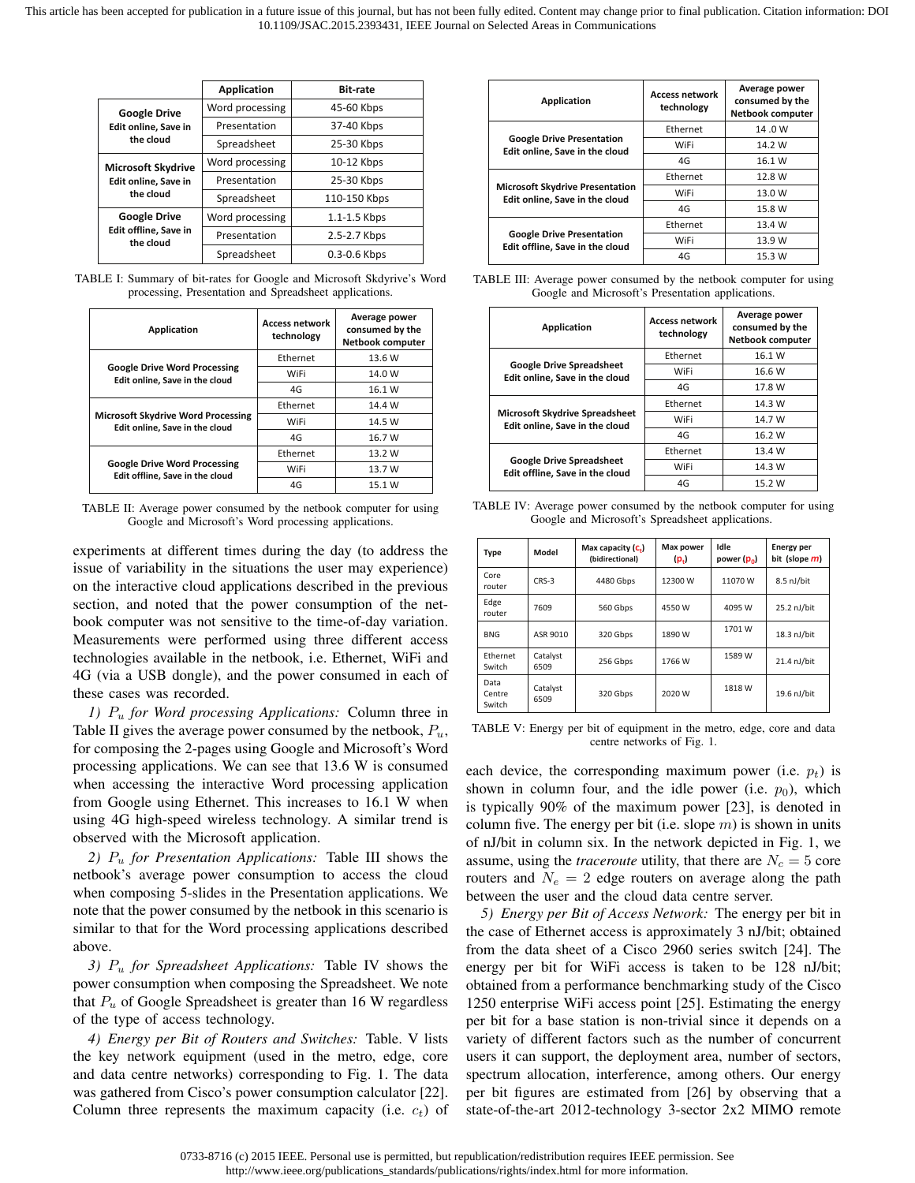| | Application | Bit-rate |
|---|---|---|
| Google Drive Edit online, Save in the cloud | Word processing | 45-60 Kbps |
| | Presentation | 37-40 Kbps |
| | Spreadsheet | 25-30 Kbps |
| Microsoft Skydrive Edit online, Save in the cloud | Word processing | 10-12 Kbps |
| | Presentation | 25-30 Kbps |
| | Spreadsheet | 110-150 Kbps |
| Google Drive Edit offline, Save in the cloud | Word processing | 1.1-1.5 Kbps |
| | Presentation | 2.5-2.7 Kbps |
| | Spreadsheet | 0.3-0.6 Kbps |

TABLE I: Summary of bit-rates for Google and Microsoft Skdyrive's Word processing, Presentation and Spreadsheet applications.

| Application | Access network technology | Average power consumed by the Netbook computer |
|---|---|---|
| Google Drive Word Processing Edit online, Save in the cloud | Ethernet | 13.6 W |
| | WiFi | 14.0 W |
| | 4G | 16.1 W |
| Microsoft Skydrive Word Processing Edit online, Save in the cloud | Ethernet | 14.4 W |
| | WiFi | 14.5 W |
| | 4G | 16.7 W |
| Google Drive Word Processing Edit offline, Save in the cloud | Ethernet | 13.2 W |
| | WiFi | 13.7 W |
| | 4G | 15.1 W |

TABLE II: Average power consumed by the netbook computer for using Google and Microsoft's Word processing applications.

experiments at different times during the day (to address the issue of variability in the situations the user may experience) on the interactive cloud applications described in the previous section, and noted that the power consumption of the netbook computer was not sensitive to the time-of-day variation. Measurements were performed using three different access technologies available in the netbook, i.e. Ethernet, WiFi and 4G (via a USB dongle), and the power consumed in each of these cases was recorded.

*1) $P_u$ for Word processing Applications:* Column three in Table II gives the average power consumed by the netbook, $P_u$, for composing the 2-pages using Google and Microsoft's Word processing applications. We can see that 13.6 W is consumed when accessing the interactive Word processing application from Google using Ethernet. This increases to 16.1 W when using 4G high-speed wireless technology. A similar trend is observed with the Microsoft application.

*2) $P_u$ for Presentation Applications:* Table III shows the netbook's average power consumption to access the cloud when composing 5-slides in the Presentation applications. We note that the power consumed by the netbook in this scenario is similar to that for the Word processing applications described above.

*3) $P_u$ for Spreadsheet Applications:* Table IV shows the power consumption when composing the Spreadsheet. We note that $P_u$ of Google Spreadsheet is greater than 16 W regardless of the type of access technology.

*4) Energy per Bit of Routers and Switches:* Table. V lists the key network equipment (used in the metro, edge, core and data centre networks) corresponding to Fig. 1. The data was gathered from Cisco's power consumption calculator [22]. Column three represents the maximum capacity (i.e. $c_t$) of

| Application | Access network technology | Average power consumed by the Netbook computer |
|---|---|---|
| Google Drive Presentation Edit online, Save in the cloud | Ethernet | 14 .0 W |
| | WiFi | 14.2 W |
| | 4G | 16.1 W |
| Microsoft Skydrive Presentation Edit online, Save in the cloud | Ethernet | 12.8 W |
| | WiFi | 13.0 W |
| | 4G | 15.8 W |
| Google Drive Presentation Edit offline, Save in the cloud | Ethernet | 13.4 W |
| | WiFi | 13.9 W |
| | 4G | 15.3 W |

TABLE III: Average power consumed by the netbook computer for using Google and Microsoft's Presentation applications.

| Application | Access network technology | Average power consumed by the Netbook computer |
|---|---|---|
| Google Drive Spreadsheet Edit online, Save in the cloud | Ethernet | 16.1 W |
| | WiFi | 16.6 W |
| | 4G | 17.8 W |
| Microsoft Skydrive Spreadsheet Edit online, Save in the cloud | Ethernet | 14.3 W |
| | WiFi | 14.7 W |
| | 4G | 16.2 W |
| Google Drive Spreadsheet Edit offline, Save in the cloud | Ethernet | 13.4 W |
| | WiFi | 14.3 W |
| | 4G | 15.2 W |

TABLE IV: Average power consumed by the netbook computer for using Google and Microsoft's Spreadsheet applications.

| Type | Model | Max capacity ($c_t$) (bidirectional) | Max power ($p_t$) | Idle power ($p_0$) | Energy per bit (slope $m$) |
|---|---|---|---|---|---|
| Core router | CRS-3 | 4480 Gbps | 12300 W | 11070 W | 8.5 nJ/bit |
| Edge router | 7609 | 560 Gbps | 4550 W | 4095 W | 25.2 nJ/bit |
| BNG | ASR 9010 | 320 Gbps | 1890 W | 1701 W | 18.3 nJ/bit |
| Ethernet Switch | Catalyst 6509 | 256 Gbps | 1766 W | 1589 W | 21.4 nJ/bit |
| Data Centre Switch | Catalyst 6509 | 320 Gbps | 2020 W | 1818 W | 19.6 nJ/bit |

TABLE V: Energy per bit of equipment in the metro, edge, core and data centre networks of Fig. 1.

each device, the corresponding maximum power (i.e. $p_t$) is shown in column four, and the idle power (i.e. $p_0$), which is typically 90% of the maximum power [23], is denoted in column five. The energy per bit (i.e. slope $m$) is shown in units of nJ/bit in column six. In the network depicted in Fig. 1, we assume, using the *traceroute* utility, that there are $N_c = 5$ core routers and $N_e = 2$ edge routers on average along the path between the user and the cloud data centre server.

*5) Energy per Bit of Access Network:* The energy per bit in the case of Ethernet access is approximately 3 nJ/bit; obtained from the data sheet of a Cisco 2960 series switch [24]. The energy per bit for WiFi access is taken to be 128 nJ/bit; obtained from a performance benchmarking study of the Cisco 1250 enterprise WiFi access point [25]. Estimating the energy per bit for a base station is non-trivial since it depends on a variety of different factors such as the number of concurrent users it can support, the deployment area, number of sectors, spectrum allocation, interference, among others. Our energy per bit figures are estimated from [26] by observing that a state-of-the-art 2012-technology 3-sector 2x2 MIMO remote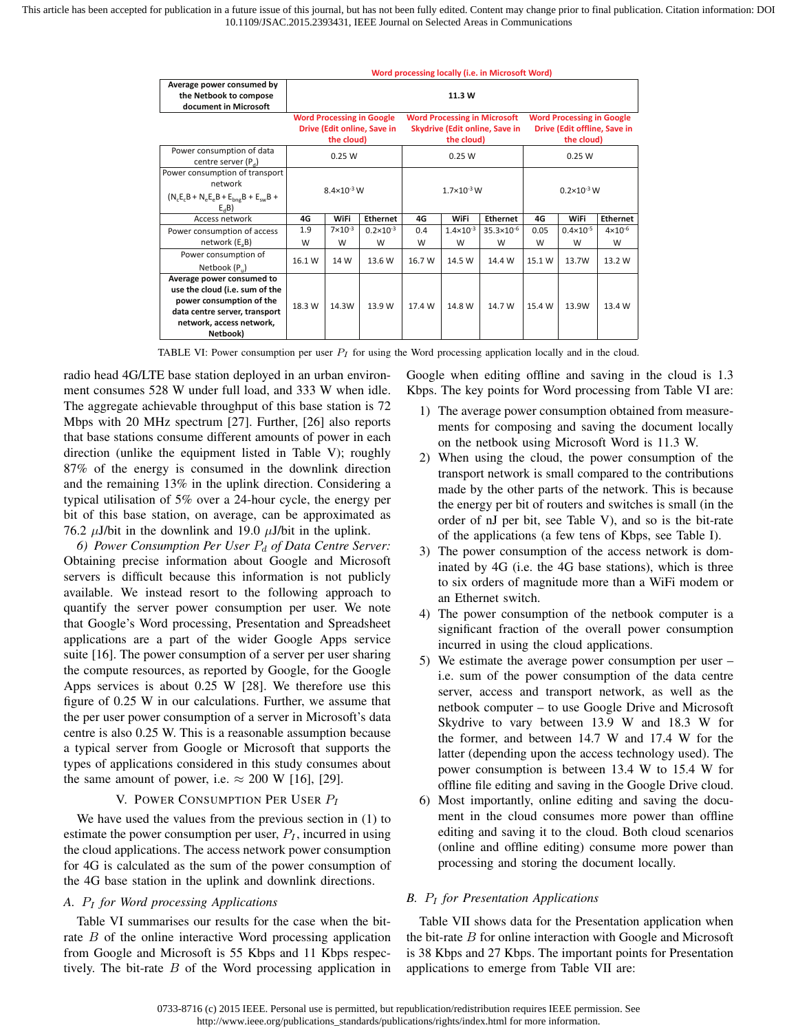| | Word processing locally (i.e. in Microsoft Word) | | | | | | | | |
|---|---|---|---|---|---|---|---|---|---|
| Average power consumed by the Netbook to compose document in Microsoft | 11.3 W | | | | | | | | |
| | Word Processing in Google Drive (Edit online, Save in the cloud) | | | Word Processing in Microsoft Skydrive (Edit online, Save in the cloud) | | | Word Processing in Google Drive (Edit offline, Save in the cloud) | | |
| Power consumption of data centre server ($P_d$) | 0.25 W | | | 0.25 W | | | 0.25 W | | |
| Power consumption of transport network ($N_c E_c B + N_e E_e B + E_{bng} B + E_{sw} B + E_d B$) | $8.4\times10^{-3}$ W | | | $1.7\times10^{-3}$ W | | | $0.2\times10^{-3}$ W | | |
| Access network | 4G | WiFi | Ethernet | 4G | WiFi | Ethernet | 4G | WiFi | Ethernet |
| Power consumption of access network ($E_a B$) | 1.9 W | $7\times10^{-3}$ W | $0.2\times10^{-3}$ W | 0.4 W | $1.4\times10^{-3}$ W | $35.3\times10^{-6}$ W | 0.05 W | $0.4\times10^{-5}$ W | $4\times10^{-6}$ W |
| Power consumption of Netbook ($P_u$) | 16.1 W | 14 W | 13.6 W | 16.7 W | 14.5 W | 14.4 W | 15.1 W | 13.7W | 13.2 W |
| **Average power consumed to use the cloud (i.e. sum of the power consumption of the data centre server, transport network, access network, Netbook)** | 18.3 W | 14.3W | 13.9 W | 17.4 W | 14.8 W | 14.7 W | 15.4 W | 13.9W | 13.4 W |

TABLE VI: Power consumption per user $P_I$ for using the Word processing application locally and in the cloud.

radio head 4G/LTE base station deployed in an urban environment consumes 528 W under full load, and 333 W when idle. The aggregate achievable throughput of this base station is 72 Mbps with 20 MHz spectrum [27]. Further, [26] also reports that base stations consume different amounts of power in each direction (unlike the equipment listed in Table V); roughly 87% of the energy is consumed in the downlink direction and the remaining 13% in the uplink direction. Considering a typical utilisation of 5% over a 24-hour cycle, the energy per bit of this base station, on average, can be approximated as 76.2 $\mu$J/bit in the downlink and 19.0 $\mu$J/bit in the uplink.

*6) Power Consumption Per User $P_d$ of Data Centre Server:* Obtaining precise information about Google and Microsoft servers is difficult because this information is not publicly available. We instead resort to the following approach to quantify the server power consumption per user. We note that Google's Word processing, Presentation and Spreadsheet applications are a part of the wider Google Apps service suite [16]. The power consumption of a server per user sharing the compute resources, as reported by Google, for the Google Apps services is about 0.25 W [28]. We therefore use this figure of 0.25 W in our calculations. Further, we assume that the per user power consumption of a server in Microsoft's data centre is also 0.25 W. This is a reasonable assumption because a typical server from Google or Microsoft that supports the types of applications considered in this study consumes about the same amount of power, i.e. $\approx$ 200 W [16], [29].

## V. Power Consumption Per User $P_I$

We have used the values from the previous section in (1) to estimate the power consumption per user, $P_I$, incurred in using the cloud applications. The access network power consumption for 4G is calculated as the sum of the power consumption of the 4G base station in the uplink and downlink directions.

### A. $P_I$ for Word processing Applications

Table VI summarises our results for the case when the bit-rate $B$ of the online interactive Word processing application from Google and Microsoft is 55 Kbps and 11 Kbps respectively. The bit-rate $B$ of the Word processing application in Google when editing offline and saving in the cloud is 1.3 Kbps. The key points for Word processing from Table VI are:

1) The average power consumption obtained from measurements for composing and saving the document locally on the netbook using Microsoft Word is 11.3 W.
2) When using the cloud, the power consumption of the transport network is small compared to the contributions made by the other parts of the network. This is because the energy per bit of routers and switches is small (in the order of nJ per bit, see Table V), and so is the bit-rate of the applications (a few tens of Kbps, see Table I).
3) The power consumption of the access network is dominated by 4G (i.e. the 4G base stations), which is three to six orders of magnitude more than a WiFi modem or an Ethernet switch.
4) The power consumption of the netbook computer is a significant fraction of the overall power consumption incurred in using the cloud applications.
5) We estimate the average power consumption per user – i.e. sum of the power consumption of the data centre server, access and transport network, as well as the netbook computer – to use Google Drive and Microsoft Skydrive to vary between 13.9 W and 18.3 W for the former, and between 14.7 W and 17.4 W for the latter (depending upon the access technology used). The power consumption is between 13.4 W to 15.4 W for offline file editing and saving in the Google Drive cloud.
6) Most importantly, online editing and saving the document in the cloud consumes more power than offline editing and saving it to the cloud. Both cloud scenarios (online and offline editing) consume more power than processing and storing the document locally.

### B. $P_I$ for Presentation Applications

Table VII shows data for the Presentation application when the bit-rate $B$ for online interaction with Google and Microsoft is 38 Kbps and 27 Kbps. The important points for Presentation applications to emerge from Table VII are: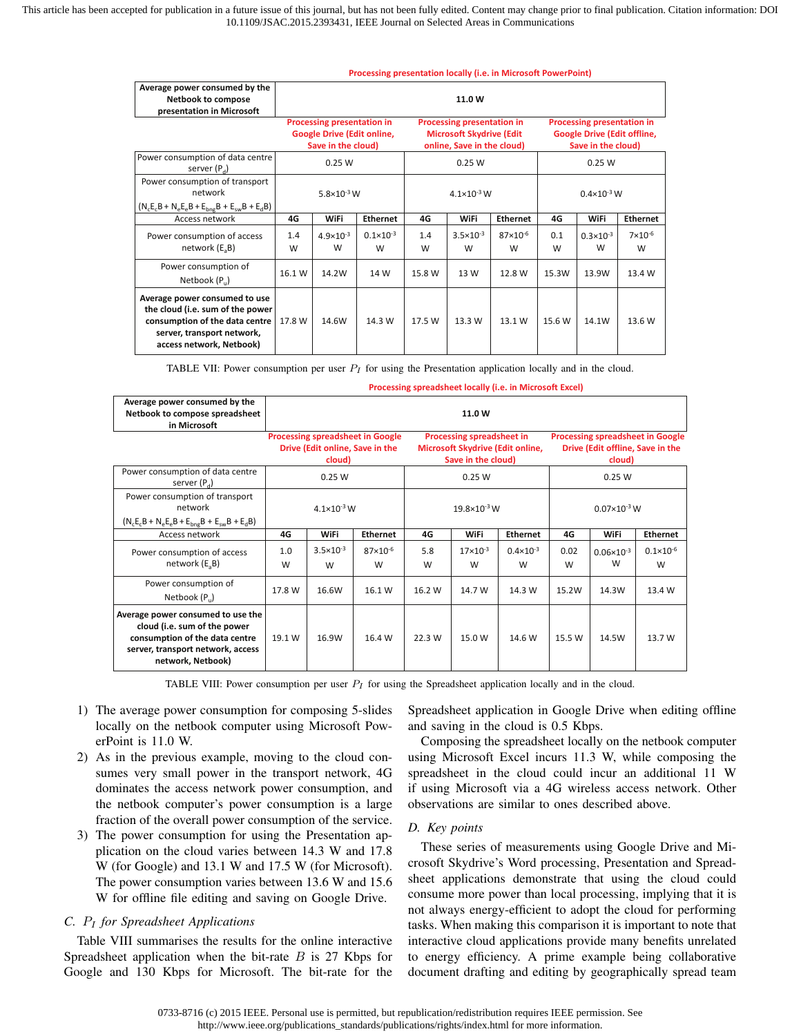| | Processing presentation locally (i.e. in Microsoft PowerPoint) | | | | | | | | |
|---|---|---|---|---|---|---|---|---|---|
| Average power consumed by the Netbook to compose presentation in Microsoft | 11.0 W | | | | | | | | |
| | Processing presentation in Google Drive (Edit online, Save in the cloud) | | | Processing presentation in Microsoft Skydrive (Edit online, Save in the cloud) | | | Processing presentation in Google Drive (Edit offline, Save in the cloud) | | |
| Power consumption of data centre server ($P_d$) | 0.25 W | | | 0.25 W | | | 0.25 W | | |
| Power consumption of transport network ($N_cE_cB + N_eE_eB + E_{bng}B + E_{sw}B + E_dB$) | $5.8\times10^{-3}$ W | | | $4.1\times10^{-3}$ W | | | $0.4\times10^{-3}$ W | | |
| Access network | 4G | WiFi | Ethernet | 4G | WiFi | Ethernet | 4G | WiFi | Ethernet |
| Power consumption of access network ($E_aB$) | 1.4 W | $4.9\times10^{-3}$ W | $0.1\times10^{-3}$ W | 1.4 W | $3.5\times10^{-3}$ W | $87\times10^{-6}$ W | 0.1 W | $0.3\times10^{-3}$ W | $7\times10^{-6}$ W |
| Power consumption of Netbook ($P_u$) | 16.1 W | 14.2W | 14 W | 15.8 W | 13 W | 12.8 W | 15.3W | 13.9W | 13.4 W |
| Average power consumed to use the cloud (i.e. sum of the power consumption of the data centre server, transport network, access network, Netbook) | 17.8 W | 14.6W | 14.3 W | 17.5 W | 13.3 W | 13.1 W | 15.6 W | 14.1W | 13.6 W |

TABLE VII: Power consumption per user $P_I$ for using the Presentation application locally and in the cloud.

| | Processing spreadsheet locally (i.e. in Microsoft Excel) | | | | | | | | |
|---|---|---|---|---|---|---|---|---|---|
| Average power consumed by the Netbook to compose spreadsheet in Microsoft | 11.0 W | | | | | | | | |
| | Processing spreadsheet in Google Drive (Edit online, Save in the cloud) | | | Processing spreadsheet in Microsoft Skydrive (Edit online, Save in the cloud) | | | Processing spreadsheet in Google Drive (Edit offline, Save in the cloud) | | |
| Power consumption of data centre server ($P_d$) | 0.25 W | | | 0.25 W | | | 0.25 W | | |
| Power consumption of transport network ($N_cE_cB + N_eE_eB + E_{bng}B + E_{sw}B + E_dB$) | $4.1\times10^{-3}$ W | | | $19.8\times10^{-3}$ W | | | $0.07\times10^{-3}$ W | | |
| Access network | 4G | WiFi | Ethernet | 4G | WiFi | Ethernet | 4G | WiFi | Ethernet |
| Power consumption of access network ($E_aB$) | 1.0 W | $3.5\times10^{-3}$ W | $87\times10^{-6}$ W | 5.8 W | $17\times10^{-3}$ W | $0.4\times10^{-3}$ W | 0.02 W | $0.06\times10^{-3}$ W | $0.1\times10^{-6}$ W |
| Power consumption of Netbook ($P_u$) | 17.8 W | 16.6W | 16.1 W | 16.2 W | 14.7 W | 14.3 W | 15.2W | 14.3W | 13.4 W |
| Average power consumed to use the cloud (i.e. sum of the power consumption of the data centre server, transport network, access network, Netbook) | 19.1 W | 16.9W | 16.4 W | 22.3 W | 15.0 W | 14.6 W | 15.5 W | 14.5W | 13.7 W |

TABLE VIII: Power consumption per user $P_I$ for using the Spreadsheet application locally and in the cloud.

1) The average power consumption for composing 5-slides locally on the netbook computer using Microsoft PowerPoint is 11.0 W.
2) As in the previous example, moving to the cloud consumes very small power in the transport network, 4G dominates the access network power consumption, and the netbook computer's power consumption is a large fraction of the overall power consumption of the service.
3) The power consumption for using the Presentation application on the cloud varies between 14.3 W and 17.8 W (for Google) and 13.1 W and 17.5 W (for Microsoft). The power consumption varies between 13.6 W and 15.6 W for offline file editing and saving on Google Drive.

### C. $P_I$ for Spreadsheet Applications

Table VIII summarises the results for the online interactive Spreadsheet application when the bit-rate $B$ is 27 Kbps for Google and 130 Kbps for Microsoft. The bit-rate for the Spreadsheet application in Google Drive when editing offline and saving in the cloud is 0.5 Kbps.

Composing the spreadsheet locally on the netbook computer using Microsoft Excel incurs 11.3 W, while composing the spreadsheet in the cloud could incur an additional 11 W if using Microsoft via a 4G wireless access network. Other observations are similar to ones described above.

### D. Key points

These series of measurements using Google Drive and Microsoft Skydrive's Word processing, Presentation and Spreadsheet applications demonstrate that using the cloud could consume more power than local processing, implying that it is not always energy-efficient to adopt the cloud for performing tasks. When making this comparison it is important to note that interactive cloud applications provide many benefits unrelated to energy efficiency. A prime example being collaborative document drafting and editing by geographically spread team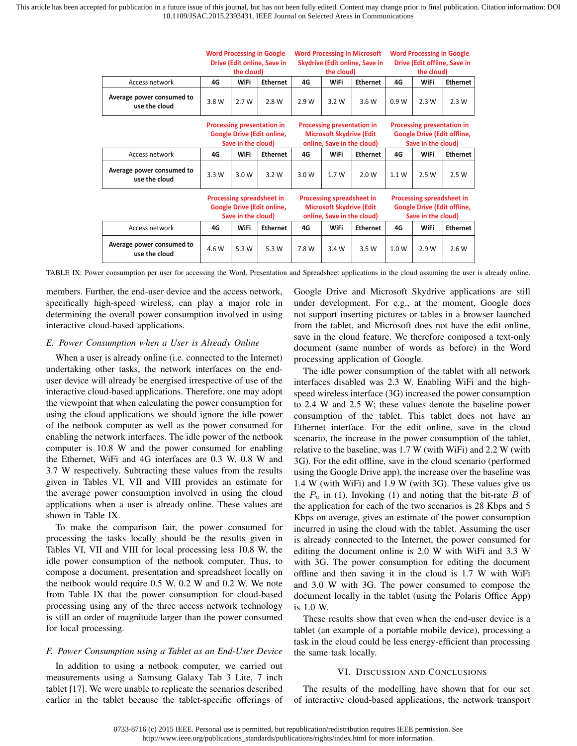| | Word Processing in Google Drive (Edit online, Save in the cloud) | | | Word Processing in Microsoft Skydrive (Edit online, Save in the cloud) | | | Word Processing in Google Drive (Edit offline, Save in the cloud) | | |
|---|---|---|---|---|---|---|---|---|---|
| Access network | 4G | WiFi | Ethernet | 4G | WiFi | Ethernet | 4G | WiFi | Ethernet |
| Average power consumed to use the cloud | 3.8 W | 2.7 W | 2.8 W | 2.9 W | 3.2 W | 3.6 W | 0.9 W | 2.3 W | 2.3 W |

| | Processing presentation in Google Drive (Edit online, Save in the cloud) | | | Processing presentation in Microsoft Skydrive (Edit online, Save in the cloud) | | | Processing presentation in Google Drive (Edit offline, Save in the cloud) | | |
|---|---|---|---|---|---|---|---|---|---|
| Access network | 4G | WiFi | Ethernet | 4G | WiFi | Ethernet | 4G | WiFi | Ethernet |
| Average power consumed to use the cloud | 3.3 W | 3.0 W | 3.2 W | 3.0 W | 1.7 W | 2.0 W | 1.1 W | 2.5 W | 2.5 W |

| | Processing spreadsheet in Google Drive (Edit online, Save in the cloud) | | | Processing spreadsheet in Microsoft Skydrive (Edit online, Save in the cloud) | | | Processing spreadsheet in Google Drive (Edit offline, Save in the cloud) | | |
|---|---|---|---|---|---|---|---|---|---|
| Access network | 4G | WiFi | Ethernet | 4G | WiFi | Ethernet | 4G | WiFi | Ethernet |
| Average power consumed to use the cloud | 4.6 W | 5.3 W | 5.3 W | 7.8 W | 3.4 W | 3.5 W | 1.0 W | 2.9 W | 2.6 W |

TABLE IX: Power consumption per user for accessing the Word, Presentation and Spreadsheet applications in the cloud assuming the user is already online.

members. Further, the end-user device and the access network, specifically high-speed wireless, can play a major role in determining the overall power consumption involved in using interactive cloud-based applications.

### *E. Power Consumption when a User is Already Online*

When a user is already online (i.e. connected to the Internet) undertaking other tasks, the network interfaces on the end-user device will already be energised irrespective of use of the interactive cloud-based applications. Therefore, one may adopt the viewpoint that when calculating the power consumption for using the cloud applications we should ignore the idle power of the netbook computer as well as the power consumed for enabling the network interfaces. The idle power of the netbook computer is 10.8 W and the power consumed for enabling the Ethernet, WiFi and 4G interfaces are 0.3 W, 0.8 W and 3.7 W respectively. Subtracting these values from the results given in Tables VI, VII and VIII provides an estimate for the average power consumption involved in using the cloud applications when a user is already online. These values are shown in Table IX.

To make the comparison fair, the power consumed for processing the tasks locally should be the results given in Tables VI, VII and VIII for local processing less 10.8 W, the idle power consumption of the netbook computer. Thus, to compose a document, presentation and spreadsheet locally on the netbook would require 0.5 W, 0.2 W and 0.2 W. We note from Table IX that the power consumption for cloud-based processing using any of the three access network technology is still an order of magnitude larger than the power consumed for local processing.

### *F. Power Consumption using a Tablet as an End-User Device*

In addition to using a netbook computer, we carried out measurements using a Samsung Galaxy Tab 3 Lite, 7 inch tablet [17]. We were unable to replicate the scenarios described earlier in the tablet because the tablet-specific offerings of Google Drive and Microsoft Skydrive applications are still under development. For e.g., at the moment, Google does not support inserting pictures or tables in a browser launched from the tablet, and Microsoft does not have the edit online, save in the cloud feature. We therefore composed a text-only document (same number of words as before) in the Word processing application of Google.

The idle power consumption of the tablet with all network interfaces disabled was 2.3 W. Enabling WiFi and the high-speed wireless interface (3G) increased the power consumption to 2.4 W and 2.5 W; these values denote the baseline power consumption of the tablet. This tablet does not have an Ethernet interface. For the edit online, save in the cloud scenario, the increase in the power consumption of the tablet, relative to the baseline, was 1.7 W (with WiFi) and 2.2 W (with 3G). For the edit offline, save in the cloud scenario (performed using the Google Drive app), the increase over the baseline was 1.4 W (with WiFi) and 1.9 W (with 3G). These values give us the $P_u$ in (1). Invoking (1) and noting that the bit-rate $B$ of the application for each of the two scenarios is 28 Kbps and 5 Kbps on average, gives an estimate of the power consumption incurred in using the cloud with the tablet. Assuming the user is already connected to the Internet, the power consumed for editing the document online is 2.0 W with WiFi and 3.3 W with 3G. The power consumption for editing the document offline and then saving it in the cloud is 1.7 W with WiFi and 3.0 W with 3G. The power consumed to compose the document locally in the tablet (using the Polaris Office App) is 1.0 W.

These results show that even when the end-user device is a tablet (an example of a portable mobile device), processing a task in the cloud could be less energy-efficient than processing the same task locally.

## VI. Discussion and Conclusions

The results of the modelling have shown that for our set of interactive cloud-based applications, the network transport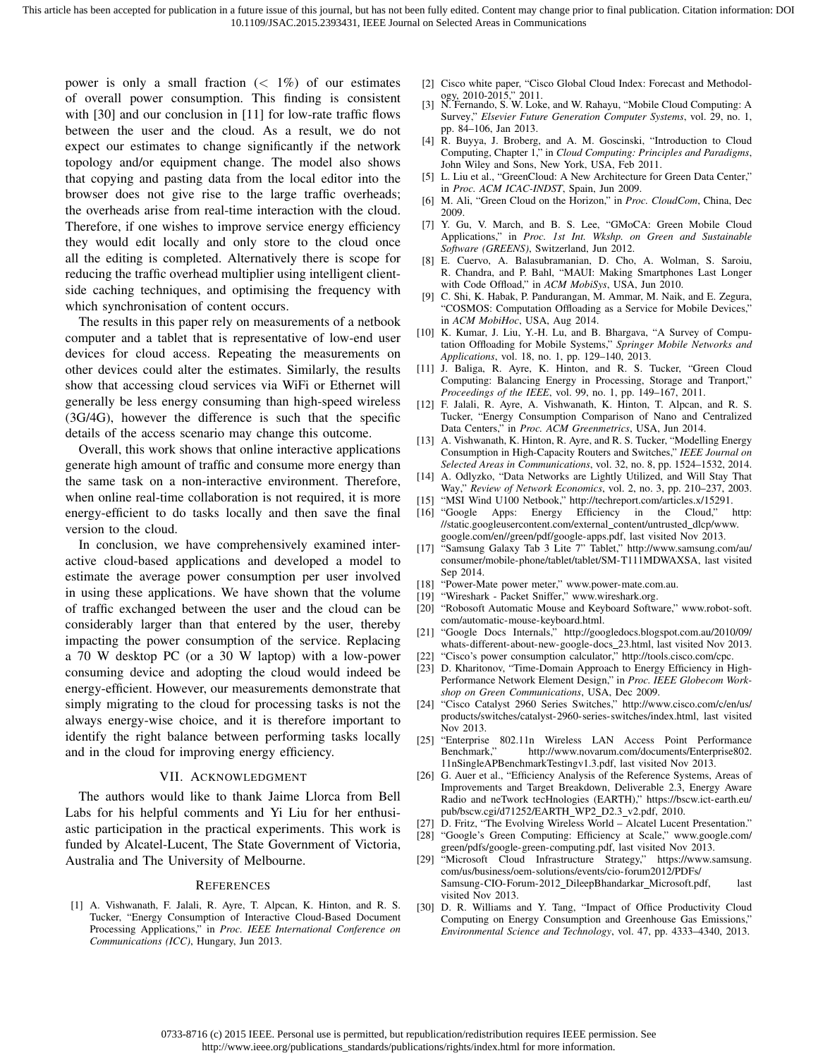power is only a small fraction ($< 1\%$) of our estimates of overall power consumption. This finding is consistent with [30] and our conclusion in [11] for low-rate traffic flows between the user and the cloud. As a result, we do not expect our estimates to change significantly if the network topology and/or equipment change. The model also shows that copying and pasting data from the local editor into the browser does not give rise to the large traffic overheads; the overheads arise from real-time interaction with the cloud. Therefore, if one wishes to improve service energy efficiency they would edit locally and only store to the cloud once all the editing is completed. Alternatively there is scope for reducing the traffic overhead multiplier using intelligent client-side caching techniques, and optimising the frequency with which synchronisation of content occurs.

The results in this paper rely on measurements of a netbook computer and a tablet that is representative of low-end user devices for cloud access. Repeating the measurements on other devices could alter the estimates. Similarly, the results show that accessing cloud services via WiFi or Ethernet will generally be less energy consuming than high-speed wireless (3G/4G), however the difference is such that the specific details of the access scenario may change this outcome.

Overall, this work shows that online interactive applications generate high amount of traffic and consume more energy than the same task on a non-interactive environment. Therefore, when online real-time collaboration is not required, it is more energy-efficient to do tasks locally and then save the final version to the cloud.

In conclusion, we have comprehensively examined interactive cloud-based applications and developed a model to estimate the average power consumption per user involved in using these applications. We have shown that the volume of traffic exchanged between the user and the cloud can be considerably larger than that entered by the user, thereby impacting the power consumption of the service. Replacing a 70 W desktop PC (or a 30 W laptop) with a low-power consuming device and adopting the cloud would indeed be energy-efficient. However, our measurements demonstrate that simply migrating to the cloud for processing tasks is not the always energy-wise choice, and it is therefore important to identify the right balance between performing tasks locally and in the cloud for improving energy efficiency.

## VII. Acknowledgment

The authors would like to thank Jaime Llorca from Bell Labs for his helpful comments and Yi Liu for her enthusiastic participation in the practical experiments. This work is funded by Alcatel-Lucent, The State Government of Victoria, Australia and The University of Melbourne.

## References

[1] A. Vishwanath, F. Jalali, R. Ayre, T. Alpcan, K. Hinton, and R. S. Tucker, "Energy Consumption of Interactive Cloud-Based Document Processing Applications," in *Proc. IEEE International Conference on Communications (ICC)*, Hungary, Jun 2013.

[2] Cisco white paper, "Cisco Global Cloud Index: Forecast and Methodology, 2010-2015," 2011.

[3] N. Fernando, S. W. Loke, and W. Rahayu, "Mobile Cloud Computing: A Survey," *Elsevier Future Generation Computer Systems*, vol. 29, no. 1, pp. 84–106, Jan 2013.

[4] R. Buyya, J. Broberg, and A. M. Goscinski, "Introduction to Cloud Computing, Chapter 1," in *Cloud Computing: Principles and Paradigms*, John Wiley and Sons, New York, USA, Feb 2011.

[5] L. Liu et al., "GreenCloud: A New Architecture for Green Data Center," in *Proc. ACM ICAC-INDST*, Spain, Jun 2009.

[6] M. Ali, "Green Cloud on the Horizon," in *Proc. CloudCom*, China, Dec 2009.

[7] Y. Gu, V. March, and B. S. Lee, "GMoCA: Green Mobile Cloud Applications," in *Proc. 1st Int. Wkshp. on Green and Sustainable Software (GREENS)*, Switzerland, Jun 2012.

[8] E. Cuervo, A. Balasubramanian, D. Cho, A. Wolman, S. Saroiu, R. Chandra, and P. Bahl, "MAUI: Making Smartphones Last Longer with Code Offload," in *ACM MobiSys*, USA, Jun 2010.

[9] C. Shi, K. Habak, P. Pandurangan, M. Ammar, M. Naik, and E. Zegura, "COSMOS: Computation Offloading as a Service for Mobile Devices," in *ACM MobiHoc*, USA, Aug 2014.

[10] K. Kumar, J. Liu, Y.-H. Lu, and B. Bhargava, "A Survey of Computation Offloading for Mobile Systems," *Springer Mobile Networks and Applications*, vol. 18, no. 1, pp. 129–140, 2013.

[11] J. Baliga, R. Ayre, K. Hinton, and R. S. Tucker, "Green Cloud Computing: Balancing Energy in Processing, Storage and Tranport," *Proceedings of the IEEE*, vol. 99, no. 1, pp. 149–167, 2011.

[12] F. Jalali, R. Ayre, A. Vishwanath, K. Hinton, T. Alpcan, and R. S. Tucker, "Energy Consumption Comparison of Nano and Centralized Data Centers," in *Proc. ACM Greenmetrics*, USA, Jun 2014.

[13] A. Vishwanath, K. Hinton, R. Ayre, and R. S. Tucker, "Modelling Energy Consumption in High-Capacity Routers and Switches," *IEEE Journal on Selected Areas in Communications*, vol. 32, no. 8, pp. 1524–1532, 2014.

[14] A. Odlyzko, "Data Networks are Lightly Utilized, and Will Stay That Way," *Review of Network Economics*, vol. 2, no. 3, pp. 210–237, 2003.

[15] "MSI Wind U100 Netbook," http://techreport.com/articles.x/15291.

[16] "Google Apps: Energy Efficiency in the Cloud," http://static.googleusercontent.com/external_content/untrusted_dlcp/www.google.com/en//green/pdf/google-apps.pdf, last visited Nov 2013.

[17] "Samsung Galaxy Tab 3 Lite 7" Tablet," http://www.samsung.com/au/consumer/mobile-phone/tablet/tablet/SM-T111MDWAXSA, last visited Sep 2014.

[18] "Power-Mate power meter," www.power-mate.com.au.

[19] "Wireshark - Packet Sniffer," www.wireshark.org.

[20] "Robosoft Automatic Mouse and Keyboard Software," www.robot-soft.com/automatic-mouse-keyboard.html.

[21] "Google Docs Internals," http://googledocs.blogspot.com.au/2010/09/whats-different-about-new-google-docs_23.html, last visited Nov 2013.

[22] "Cisco's power consumption calculator," http://tools.cisco.com/cpc.

[23] D. Kharitonov, "Time-Domain Approach to Energy Efficiency in High-Performance Network Element Design," in *Proc. IEEE Globecom Workshop on Green Communications*, USA, Dec 2009.

[24] "Cisco Catalyst 2960 Series Switches," http://www.cisco.com/c/en/us/products/switches/catalyst-2960-series-switches/index.html, last visited Nov 2013.

[25] "Enterprise 802.11n Wireless LAN Access Point Performance Benchmark," http://www.novarum.com/documents/Enterprise802.11nSingleAPBenchmarkTestingv1.3.pdf, last visited Nov 2013.

[26] G. Auer et al., "Efficiency Analysis of the Reference Systems, Areas of Improvements and Target Breakdown, Deliverable 2.3, Energy Aware Radio and neTwork tecHnologies (EARTH)," https://bscw.ict-earth.eu/pub/bscw.cgi/d71252/EARTH_WP2_D2.3_v2.pdf, 2010.

[27] D. Fritz, "The Evolving Wireless World – Alcatel Lucent Presentation."

[28] "Google's Green Computing: Efficiency at Scale," www.google.com/green/pdfs/google-green-computing.pdf, last visited Nov 2013.

[29] "Microsoft Cloud Infrastructure Strategy," https://www.samsung.com/us/business/oem-solutions/events/cio-forum2012/PDFs/Samsung-CIO-Forum-2012_DileepBhandarkar_Microsoft.pdf, last visited Nov 2013.

[30] D. R. Williams and Y. Tang, "Impact of Office Productivity Cloud Computing on Energy Consumption and Greenhouse Gas Emissions," *Environmental Science and Technology*, vol. 47, pp. 4333–4340, 2013.